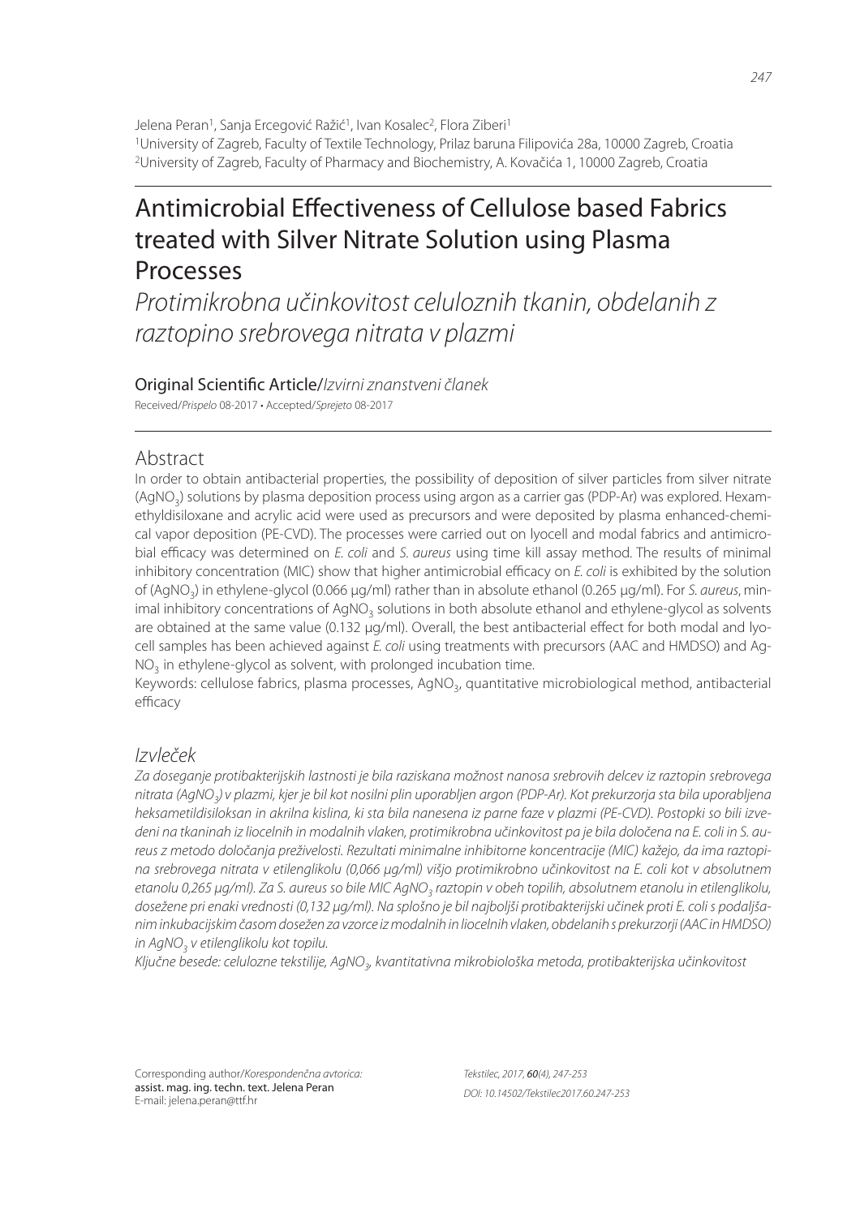Jelena Peran[1], Sanja Ercegović Ražić[1], Ivan Kosalec[2], Flora Ziberi[1]

[1]University of Zagreb, Faculty of Textile Technology, Prilaz baruna Filipovića 28a, 10000 Zagreb, Croatia

[2]University of Zagreb, Faculty of Pharmacy and Biochemistry, A. Kovačića 1, 10000 Zagreb, Croatia

# Antimicrobial Effectiveness of Cellulose based Fabrics treated with Silver Nitrate Solution using Plasma Processes

*Protimikrobna učinkovitost celuloznih tkanin, obdelanih z raztopino srebrovega nitrata v plazmi*

Original Scientific Article/*Izvirni znanstveni članek*

Received/*Prispelo* 08-2017 • Accepted/*Sprejeto* 08-2017

## Abstract

In order to obtain antibacterial properties, the possibility of deposition of silver particles from silver nitrate ($AgNO_3$) solutions by plasma deposition process using argon as a carrier gas (PDP-Ar) was explored. Hexamethyldisiloxane and acrylic acid were used as precursors and were deposited by plasma enhanced-chemical vapor deposition (PE-CVD). The processes were carried out on lyocell and modal fabrics and antimicrobial efficacy was determined on *E. coli* and *S. aureus* using time kill assay method. The results of minimal inhibitory concentration (MIC) show that higher antimicrobial efficacy on *E. coli* is exhibited by the solution of ($AgNO_3$) in ethylene-glycol (0.066 µg/ml) rather than in absolute ethanol (0.265 µg/ml). For *S. aureus*, minimal inhibitory concentrations of $AgNO_3$ solutions in both absolute ethanol and ethylene-glycol as solvents are obtained at the same value (0.132 µg/ml). Overall, the best antibacterial effect for both modal and lyocell samples has been achieved against *E. coli* using treatments with precursors (AAC and HMDSO) and $AgNO_3$ in ethylene-glycol as solvent, with prolonged incubation time.

Keywords: cellulose fabrics, plasma processes, $AgNO_3$, quantitative microbiological method, antibacterial efficacy

## *Izvleček*

*Za doseganje protibakterijskih lastnosti je bila raziskana možnost nanosa srebrovih delcev iz raztopin srebrovega nitrata ($AgNO_3$) v plazmi, kjer je bil kot nosilni plin uporabljen argon (PDP-Ar). Kot prekurzorja sta bila uporabljena heksametildisiloksan in akrilna kislina, ki sta bila nanesena iz parne faze v plazmi (PE-CVD). Postopki so bili izvedeni na tkaninah iz liocelnih in modalnih vlaken, protimikrobna učinkovitost pa je bila določena na E. coli in S. aureus z metodo določanja preživelosti. Rezultati minimalne inhibitorne koncentracije (MIC) kažejo, da ima raztopina srebrovega nitrata v etilenglikolu (0,066 µg/ml) višjo protimikrobno učinkovitost na E. coli kot v absolutnem etanolu 0,265 µg/ml). Za S. aureus so bile MIC $AgNO_3$ raztopin v obeh topilih, absolutnem etanolu in etilenglikolu, dosežene pri enaki vrednosti (0,132 µg/ml). Na splošno je bil najboljši protibakterijski učinek proti E. coli s podaljšanim inkubacijskim časom dosežen za vzorce iz modalnih in liocelnih vlaken, obdelanih s prekurzorji (AAC in HMDSO) in $AgNO_3$ v etilenglikolu kot topilu.*

*Ključne besede: celulozne tekstilije, $AgNO_3$, kvantitativna mikrobiološka metoda, protibakterijska učinkovitost*

Corresponding author/*Korespondenčna avtorica:*
assist. mag. ing. techn. text. Jelena Peran
E-mail: jelena.peran@ttf.hr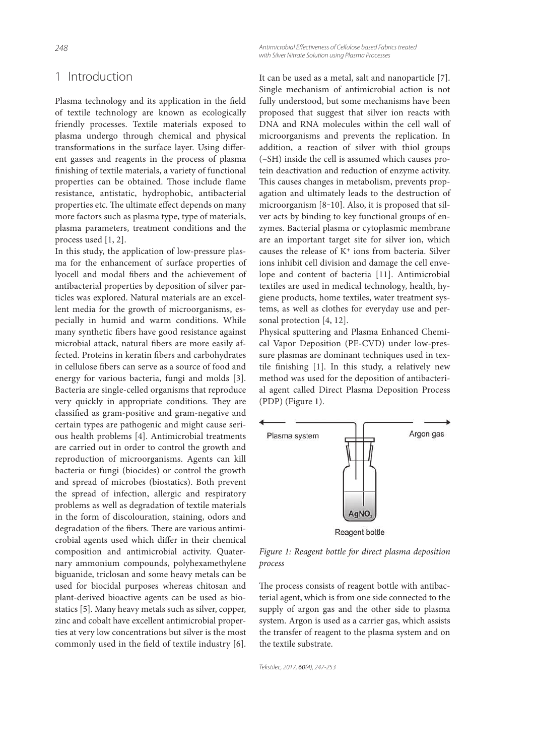## 1 Introduction

Plasma technology and its application in the field of textile technology are known as ecologically friendly processes. Textile materials exposed to plasma undergo through chemical and physical transformations in the surface layer. Using different gasses and reagents in the process of plasma finishing of textile materials, a variety of functional properties can be obtained. Those include flame resistance, antistatic, hydrophobic, antibacterial properties etc. The ultimate effect depends on many more factors such as plasma type, type of materials, plasma parameters, treatment conditions and the process used [1, 2].

In this study, the application of low-pressure plasma for the enhancement of surface properties of lyocell and modal fibers and the achievement of antibacterial properties by deposition of silver particles was explored. Natural materials are an excellent media for the growth of microorganisms, especially in humid and warm conditions. While many synthetic fibers have good resistance against microbial attack, natural fibers are more easily affected. Proteins in keratin fibers and carbohydrates in cellulose fibers can serve as a source of food and energy for various bacteria, fungi and molds [3]. Bacteria are single-celled organisms that reproduce very quickly in appropriate conditions. They are classified as gram-positive and gram-negative and certain types are pathogenic and might cause serious health problems [4]. Antimicrobial treatments are carried out in order to control the growth and reproduction of microorganisms. Agents can kill bacteria or fungi (biocides) or control the growth and spread of microbes (biostatics). Both prevent the spread of infection, allergic and respiratory problems as well as degradation of textile materials in the form of discolouration, staining, odors and degradation of the fibers. There are various antimicrobial agents used which differ in their chemical composition and antimicrobial activity. Quaternary ammonium compounds, polyhexamethylene biguanide, triclosan and some heavy metals can be used for biocidal purposes whereas chitosan and plant-derived bioactive agents can be used as biostatics [5]. Many heavy metals such as silver, copper, zinc and cobalt have excellent antimicrobial properties at very low concentrations but silver is the most commonly used in the field of textile industry [6]. It can be used as a metal, salt and nanoparticle [7]. Single mechanism of antimicrobial action is not fully understood, but some mechanisms have been proposed that suggest that silver ion reacts with DNA and RNA molecules within the cell wall of microorganisms and prevents the replication. In addition, a reaction of silver with thiol groups (–SH) inside the cell is assumed which causes protein deactivation and reduction of enzyme activity. This causes changes in metabolism, prevents propagation and ultimately leads to the destruction of microorganism [8–10]. Also, it is proposed that silver acts by binding to key functional groups of enzymes. Bacterial plasma or cytoplasmic membrane are an important target site for silver ion, which causes the release of $K^+$ ions from bacteria. Silver ions inhibit cell division and damage the cell envelope and content of bacteria [11]. Antimicrobial textiles are used in medical technology, health, hygiene products, home textiles, water treatment systems, as well as clothes for everyday use and personal protection [4, 12].

Physical sputtering and Plasma Enhanced Chemical Vapor Deposition (PE-CVD) under low-pressure plasmas are dominant techniques used in textile finishing [1]. In this study, a relatively new method was used for the deposition of antibacterial agent called Direct Plasma Deposition Process (PDP) (Figure 1).

Plasma system | Argon gas | $AgNO_3$ | Reagent bottle

*Figure 1: Reagent bottle for direct plasma deposition process*

The process consists of reagent bottle with antibacterial agent, which is from one side connected to the supply of argon gas and the other side to plasma system. Argon is used as a carrier gas, which assists the transfer of reagent to the plasma system and on the textile substrate.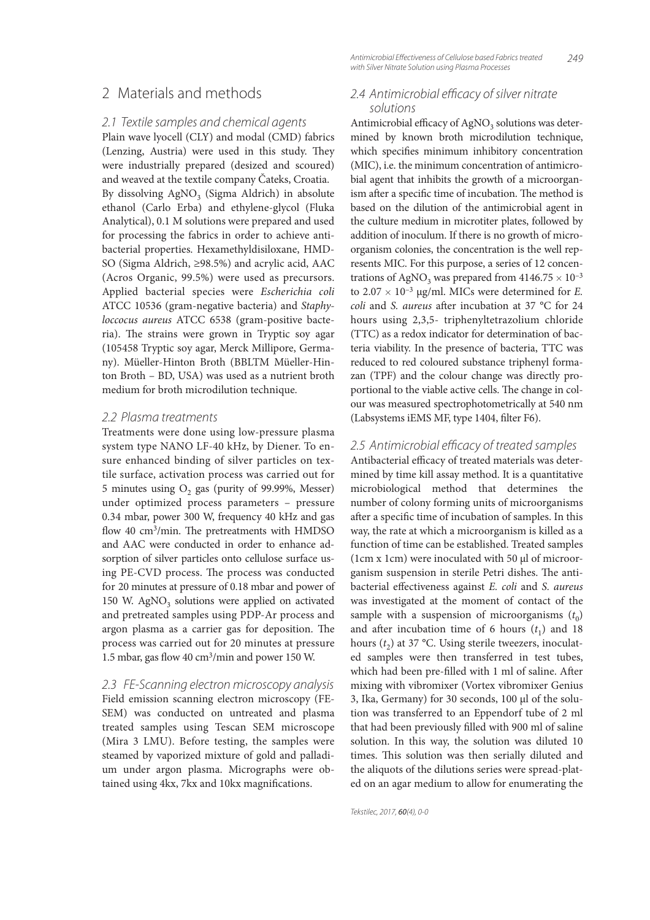## 2 Materials and methods

### 2.1 Textile samples and chemical agents

Plain wave lyocell (CLY) and modal (CMD) fabrics (Lenzing, Austria) were used in this study. They were industrially prepared (desized and scoured) and weaved at the textile company Čateks, Croatia. By dissolving $AgNO_3$ (Sigma Aldrich) in absolute ethanol (Carlo Erba) and ethylene-glycol (Fluka Analytical), 0.1 M solutions were prepared and used for processing the fabrics in order to achieve antibacterial properties. Hexamethyldisiloxane, HMDSO (Sigma Aldrich, ≥98.5%) and acrylic acid, AAC (Acros Organic, 99.5%) were used as precursors. Applied bacterial species were *Escherichia coli* ATCC 10536 (gram-negative bacteria) and *Staphyloccocus aureus* ATCC 6538 (gram-positive bacteria). The strains were grown in Tryptic soy agar (105458 Tryptic soy agar, Merck Millipore, Germany). Müeller-Hinton Broth (BBLTM Müeller-Hinton Broth – BD, USA) was used as a nutrient broth medium for broth microdilution technique.

### 2.2 Plasma treatments

Treatments were done using low-pressure plasma system type NANO LF-40 kHz, by Diener. To ensure enhanced binding of silver particles on textile surface, activation process was carried out for 5 minutes using $O_2$ gas (purity of 99.99%, Messer) under optimized process parameters – pressure 0.34 mbar, power 300 W, frequency 40 kHz and gas flow 40 $cm^3$/min. The pretreatments with HMDSO and AAC were conducted in order to enhance adsorption of silver particles onto cellulose surface using PE-CVD process. The process was conducted for 20 minutes at pressure of 0.18 mbar and power of 150 W. $AgNO_3$ solutions were applied on activated and pretreated samples using PDP-Ar process and argon plasma as a carrier gas for deposition. The process was carried out for 20 minutes at pressure 1.5 mbar, gas flow 40 $cm^3$/min and power 150 W.

### 2.3 FE-Scanning electron microscopy analysis

Field emission scanning electron microscopy (FE-SEM) was conducted on untreated and plasma treated samples using Tescan SEM microscope (Mira 3 LMU). Before testing, the samples were steamed by vaporized mixture of gold and palladium under argon plasma. Micrographs were obtained using 4kx, 7kx and 10kx magnifications.

### 2.4 Antimicrobial efficacy of silver nitrate solutions

Antimicrobial efficacy of $AgNO_3$ solutions was determined by known broth microdilution technique, which specifies minimum inhibitory concentration (MIC), i.e. the minimum concentration of antimicrobial agent that inhibits the growth of a microorganism after a specific time of incubation. The method is based on the dilution of the antimicrobial agent in the culture medium in microtiter plates, followed by addition of inoculum. If there is no growth of microorganism colonies, the concentration is the well represents MIC. For this purpose, a series of 12 concentrations of $AgNO_3$ was prepared from $4146.75 \times 10^{-3}$ to $2.07 \times 10^{-3}$ μg/ml. MICs were determined for *E. coli* and *S. aureus* after incubation at 37 °C for 24 hours using 2,3,5- triphenyltetrazolium chloride (TTC) as a redox indicator for determination of bacteria viability. In the presence of bacteria, TTC was reduced to red coloured substance triphenyl formazan (TPF) and the colour change was directly proportional to the viable active cells. The change in colour was measured spectrophotometrically at 540 nm (Labsystems iEMS MF, type 1404, filter F6).

### 2.5 Antimicrobial efficacy of treated samples

Antibacterial efficacy of treated materials was determined by time kill assay method. It is a quantitative microbiological method that determines the number of colony forming units of microorganisms after a specific time of incubation of samples. In this way, the rate at which a microorganism is killed as a function of time can be established. Treated samples (1cm x 1cm) were inoculated with 50 μl of microorganism suspension in sterile Petri dishes. The antibacterial effectiveness against *E. coli* and *S. aureus* was investigated at the moment of contact of the sample with a suspension of microorganisms ($t_0$) and after incubation time of 6 hours ($t_1$) and 18 hours ($t_2$) at 37 °C. Using sterile tweezers, inoculated samples were then transferred in test tubes, which had been pre-filled with 1 ml of saline. After mixing with vibromixer (Vortex vibromixer Genius 3, Ika, Germany) for 30 seconds, 100 μl of the solution was transferred to an Eppendorf tube of 2 ml that had been previously filled with 900 ml of saline solution. In this way, the solution was diluted 10 times. This solution was then serially diluted and the aliquots of the dilutions series were spread-plated on an agar medium to allow for enumerating the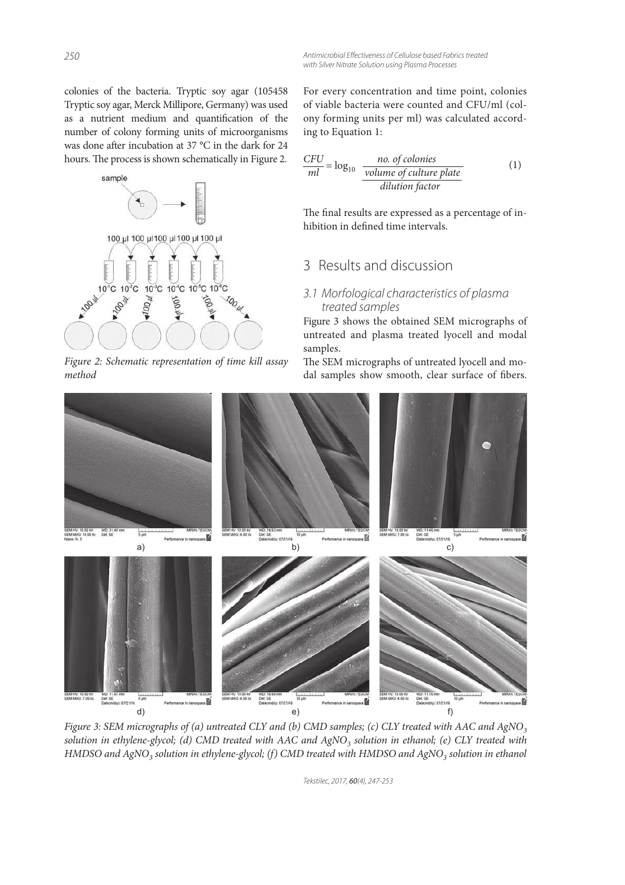colonies of the bacteria. Tryptic soy agar (105458 Tryptic soy agar, Merck Millipore, Germany) was used as a nutrient medium and quantification of the number of colony forming units of microorganisms was done after incubation at 37 °C in the dark for 24 hours. The process is shown schematically in Figure 2.

Figure 2: Schematic representation of time kill assay method

For every concentration and time point, colonies of viable bacteria were counted and CFU/ml (colony forming units per ml) was calculated according to Equation 1:

$$\frac{CFU}{ml} = \log_{10} \frac{\frac{no.\ of\ colonies}{volume\ of\ culture\ plate}}{dilution\ factor} \quad (1)$$

The final results are expressed as a percentage of inhibition in defined time intervals.

## 3 Results and discussion

### 3.1 Morfological characteristics of plasma treated samples

Figure 3 shows the obtained SEM micrographs of untreated and plasma treated lyocell and modal samples.

The SEM micrographs of untreated lyocell and modal samples show smooth, clear surface of fibers.

Figure 3: SEM micrographs of (a) untreated CLY and (b) CMD samples; (c) CLY treated with AAC and $AgNO_3$ solution in ethylene-glycol; (d) CMD treated with AAC and $AgNO_3$ solution in ethanol; (e) CLY treated with HMDSO and $AgNO_3$ solution in ethylene-glycol; (f) CMD treated with HMDSO and $AgNO_3$ solution in ethanol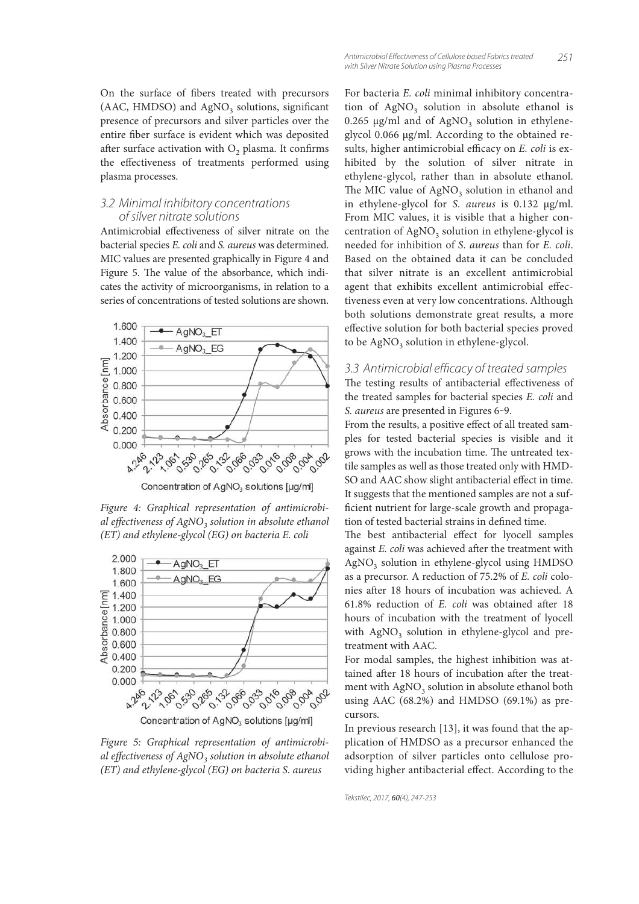On the surface of fibers treated with precursors (AAC, HMDSO) and $AgNO_3$ solutions, significant presence of precursors and silver particles over the entire fiber surface is evident which was deposited after surface activation with $O_2$ plasma. It confirms the effectiveness of treatments performed using plasma processes.

### 3.2 Minimal inhibitory concentrations of silver nitrate solutions

Antimicrobial effectiveness of silver nitrate on the bacterial species *E. coli* and *S. aureus* was determined. MIC values are presented graphically in Figure 4 and Figure 5. The value of the absorbance, which indicates the activity of microorganisms, in relation to a series of concentrations of tested solutions are shown.

*Figure 4: Graphical representation of antimicrobial effectiveness of $AgNO_3$ solution in absolute ethanol (ET) and ethylene-glycol (EG) on bacteria E. coli*

*Figure 5: Graphical representation of antimicrobial effectiveness of $AgNO_3$ solution in absolute ethanol (ET) and ethylene-glycol (EG) on bacteria S. aureus*

For bacteria *E. coli* minimal inhibitory concentration of $AgNO_3$ solution in absolute ethanol is 0.265 µg/ml and of $AgNO_3$ solution in ethylene-glycol 0.066 µg/ml. According to the obtained results, higher antimicrobial efficacy on *E. coli* is exhibited by the solution of silver nitrate in ethylene-glycol, rather than in absolute ethanol. The MIC value of $AgNO_3$ solution in ethanol and in ethylene-glycol for *S. aureus* is 0.132 µg/ml. From MIC values, it is visible that a higher concentration of $AgNO_3$ solution in ethylene-glycol is needed for inhibition of *S. aureus* than for *E. coli*. Based on the obtained data it can be concluded that silver nitrate is an excellent antimicrobial agent that exhibits excellent antimicrobial effectiveness even at very low concentrations. Although both solutions demonstrate great results, a more effective solution for both bacterial species proved to be $AgNO_3$ solution in ethylene-glycol.

### 3.3 Antimicrobial efficacy of treated samples

The testing results of antibacterial effectiveness of the treated samples for bacterial species *E. coli* and *S. aureus* are presented in Figures 6–9.

From the results, a positive effect of all treated samples for tested bacterial species is visible and it grows with the incubation time. The untreated textile samples as well as those treated only with HMDSO and AAC show slight antibacterial effect in time. It suggests that the mentioned samples are not a sufficient nutrient for large-scale growth and propagation of tested bacterial strains in defined time.

The best antibacterial effect for lyocell samples against *E. coli* was achieved after the treatment with $AgNO_3$ solution in ethylene-glycol using HMDSO as a precursor. A reduction of 75.2% of *E. coli* colonies after 18 hours of incubation was achieved. A 61.8% reduction of *E. coli* was obtained after 18 hours of incubation with the treatment of lyocell with $AgNO_3$ solution in ethylene-glycol and pretreatment with AAC.

For modal samples, the highest inhibition was attained after 18 hours of incubation after the treatment with $AgNO_3$ solution in absolute ethanol both using AAC (68.2%) and HMDSO (69.1%) as precursors.

In previous research [13], it was found that the application of HMDSO as a precursor enhanced the adsorption of silver particles onto cellulose providing higher antibacterial effect. According to the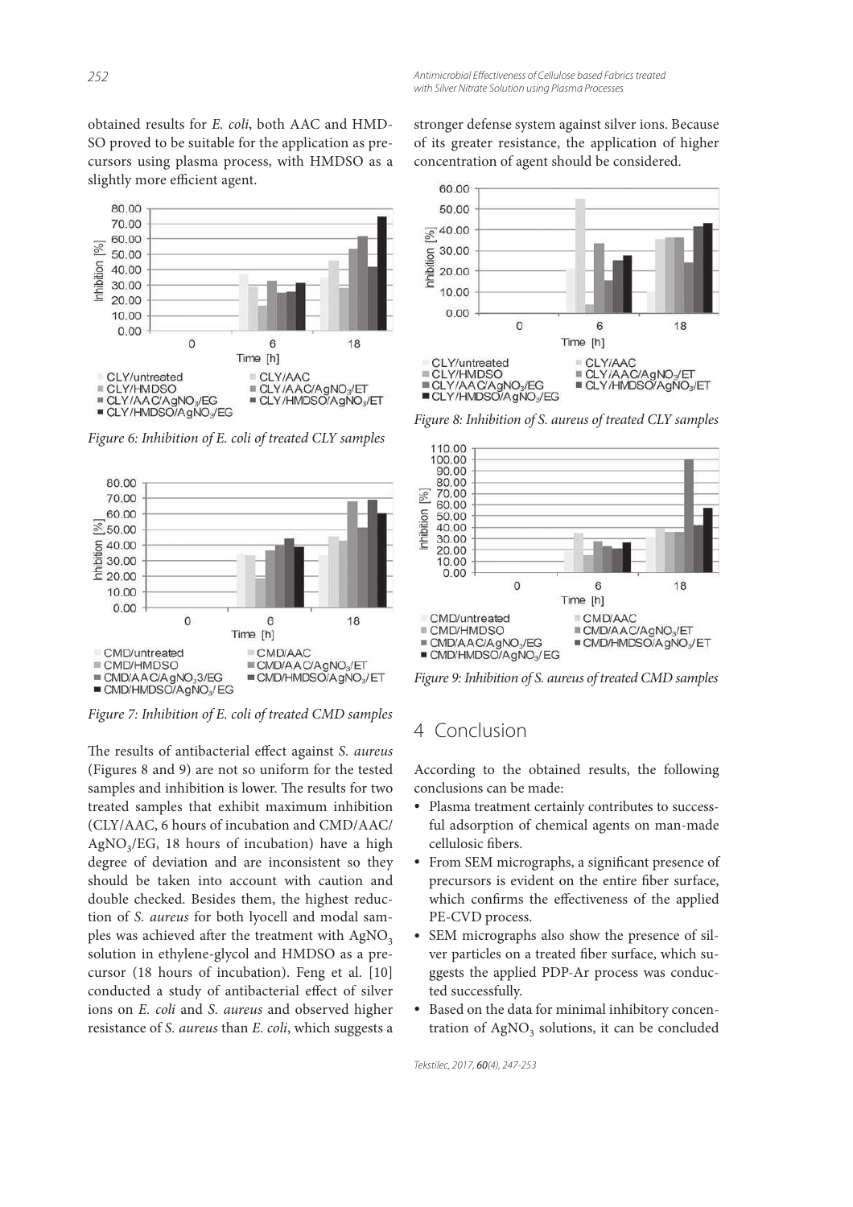obtained results for *E. coli*, both AAC and HMDSO proved to be suitable for the application as precursors using plasma process, with HMDSO as a slightly more efficient agent.

Figure 6: Inhibition of E. coli of treated CLY samples

Figure 7: Inhibition of E. coli of treated CMD samples

The results of antibacterial effect against *S. aureus* (Figures 8 and 9) are not so uniform for the tested samples and inhibition is lower. The results for two treated samples that exhibit maximum inhibition (CLY/AAC, 6 hours of incubation and CMD/AAC/$AgNO_3$/EG, 18 hours of incubation) have a high degree of deviation and are inconsistent so they should be taken into account with caution and double checked. Besides them, the highest reduction of *S. aureus* for both lyocell and modal samples was achieved after the treatment with $AgNO_3$ solution in ethylene-glycol and HMDSO as a precursor (18 hours of incubation). Feng et al. [10] conducted a study of antibacterial effect of silver ions on *E. coli* and *S. aureus* and observed higher resistance of *S. aureus* than *E. coli*, which suggests a stronger defense system against silver ions. Because of its greater resistance, the application of higher concentration of agent should be considered.

Figure 8: Inhibition of S. aureus of treated CLY samples

Figure 9: Inhibition of S. aureus of treated CMD samples

## 4 Conclusion

According to the obtained results, the following conclusions can be made:

- Plasma treatment certainly contributes to successful adsorption of chemical agents on man-made cellulosic fibers.
- From SEM micrographs, a significant presence of precursors is evident on the entire fiber surface, which confirms the effectiveness of the applied PE-CVD process.
- SEM micrographs also show the presence of silver particles on a treated fiber surface, which suggests the applied PDP-Ar process was conducted successfully.
- Based on the data for minimal inhibitory concentration of $AgNO_3$ solutions, it can be concluded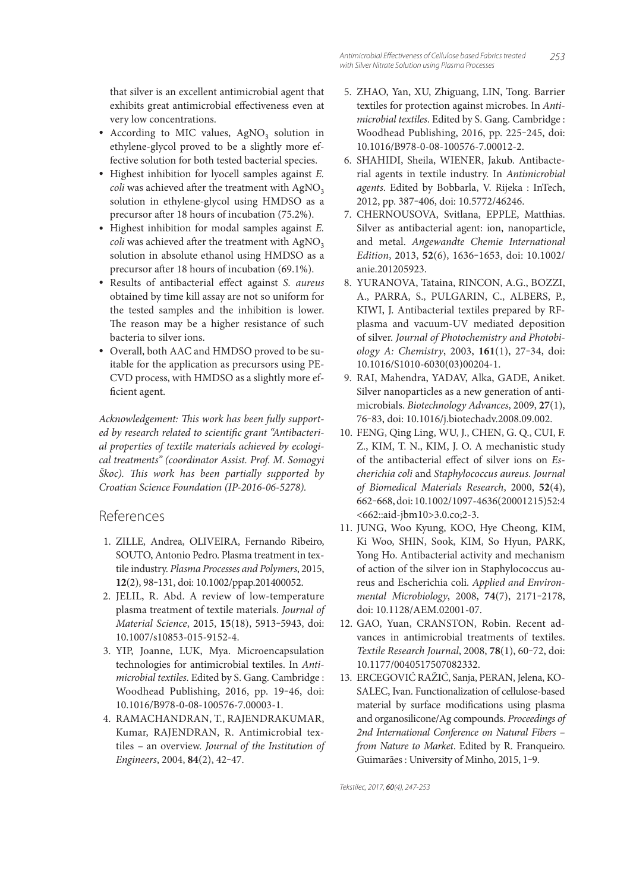that silver is an excellent antimicrobial agent that exhibits great antimicrobial effectiveness even at very low concentrations.

- According to MIC values, $AgNO_3$ solution in ethylene-glycol proved to be a slightly more effective solution for both tested bacterial species.
- Highest inhibition for lyocell samples against *E. coli* was achieved after the treatment with $AgNO_3$ solution in ethylene-glycol using HMDSO as a precursor after 18 hours of incubation (75.2%).
- Highest inhibition for modal samples against *E. coli* was achieved after the treatment with $AgNO_3$ solution in absolute ethanol using HMDSO as a precursor after 18 hours of incubation (69.1%).
- Results of antibacterial effect against *S. aureus* obtained by time kill assay are not so uniform for the tested samples and the inhibition is lower. The reason may be a higher resistance of such bacteria to silver ions.
- Overall, both AAC and HMDSO proved to be suitable for the application as precursors using PE-CVD process, with HMDSO as a slightly more efficient agent.

*Acknowledgement: This work has been fully supported by research related to scientific grant "Antibacterial properties of textile materials achieved by ecological treatments" (coordinator Assist. Prof. M. Somogyi Škoc). This work has been partially supported by Croatian Science Foundation (IP-2016-06-5278).*

## References

1. ZILLE, Andrea, OLIVEIRA, Fernando Ribeiro, SOUTO, Antonio Pedro. Plasma treatment in textile industry. *Plasma Processes and Polymers*, 2015, **12**(2), 98–131, doi: 10.1002/ppap.201400052.
2. JELIL, R. Abd. A review of low-temperature plasma treatment of textile materials. *Journal of Material Science*, 2015, **15**(18), 5913–5943, doi: 10.1007/s10853-015-9152-4.
3. YIP, Joanne, LUK, Mya. Microencapsulation technologies for antimicrobial textiles. In *Antimicrobial textiles*. Edited by S. Gang. Cambridge : Woodhead Publishing, 2016, pp. 19–46, doi: 10.1016/B978-0-08-100576-7.00003-1.
4. RAMACHANDRAN, T., RAJENDRAKUMAR, Kumar, RAJENDRAN, R. Antimicrobial textiles – an overview. *Journal of the Institution of Engineers*, 2004, **84**(2), 42–47.
5. ZHAO, Yan, XU, Zhiguang, LIN, Tong. Barrier textiles for protection against microbes. In *Antimicrobial textiles*. Edited by S. Gang. Cambridge : Woodhead Publishing, 2016, pp. 225–245, doi: 10.1016/B978-0-08-100576-7.00012-2.
6. SHAHIDI, Sheila, WIENER, Jakub. Antibacterial agents in textile industry. In *Antimicrobial agents*. Edited by Bobbarla, V. Rijeka : InTech, 2012, pp. 387–406, doi: 10.5772/46246.
7. CHERNOUSOVA, Svitlana, EPPLE, Matthias. Silver as antibacterial agent: ion, nanoparticle, and metal. *Angewandte Chemie International Edition*, 2013, **52**(6), 1636–1653, doi: 10.1002/anie.201205923.
8. YURANOVA, Tataina, RINCON, A.G., BOZZI, A., PARRA, S., PULGARIN, C., ALBERS, P., KIWI, J. Antibacterial textiles prepared by RF-plasma and vacuum-UV mediated deposition of silver. *Journal of Photochemistry and Photobiology A: Chemistry*, 2003, **161**(1), 27–34, doi: 10.1016/S1010-6030(03)00204-1.
9. RAI, Mahendra, YADAV, Alka, GADE, Aniket. Silver nanoparticles as a new generation of antimicrobials. *Biotechnology Advances*, 2009, **27**(1), 76–83, doi: 10.1016/j.biotechadv.2008.09.002.
10. FENG, Qing Ling, WU, J., CHEN, G. Q., CUI, F. Z., KIM, T. N., KIM, J. O. A mechanistic study of the antibacterial effect of silver ions on *Escherichia coli* and *Staphylococcus aureus*. *Journal of Biomedical Materials Research*, 2000, **52**(4), 662–668, doi: 10.1002/1097-4636(20001215)52:4<662::aid-jbm10>3.0.co;2-3.
11. JUNG, Woo Kyung, KOO, Hye Cheong, KIM, Ki Woo, SHIN, Sook, KIM, So Hyun, PARK, Yong Ho. Antibacterial activity and mechanism of action of the silver ion in Staphylococcus aureus and Escherichia coli. *Applied and Environmental Microbiology*, 2008, **74**(7), 2171–2178, doi: 10.1128/AEM.02001-07.
12. GAO, Yuan, CRANSTON, Robin. Recent advances in antimicrobial treatments of textiles. *Textile Research Journal*, 2008, **78**(1), 60–72, doi: 10.1177/0040517507082332.
13. ERCEGOVIĆ RAŽIĆ, Sanja, PERAN, Jelena, KOSALEC, Ivan. Functionalization of cellulose-based material by surface modifications using plasma and organosilicone/Ag compounds. *Proceedings of 2nd International Conference on Natural Fibers – from Nature to Market*. Edited by R. Franqueiro. Guimarães : University of Minho, 2015, 1–9.